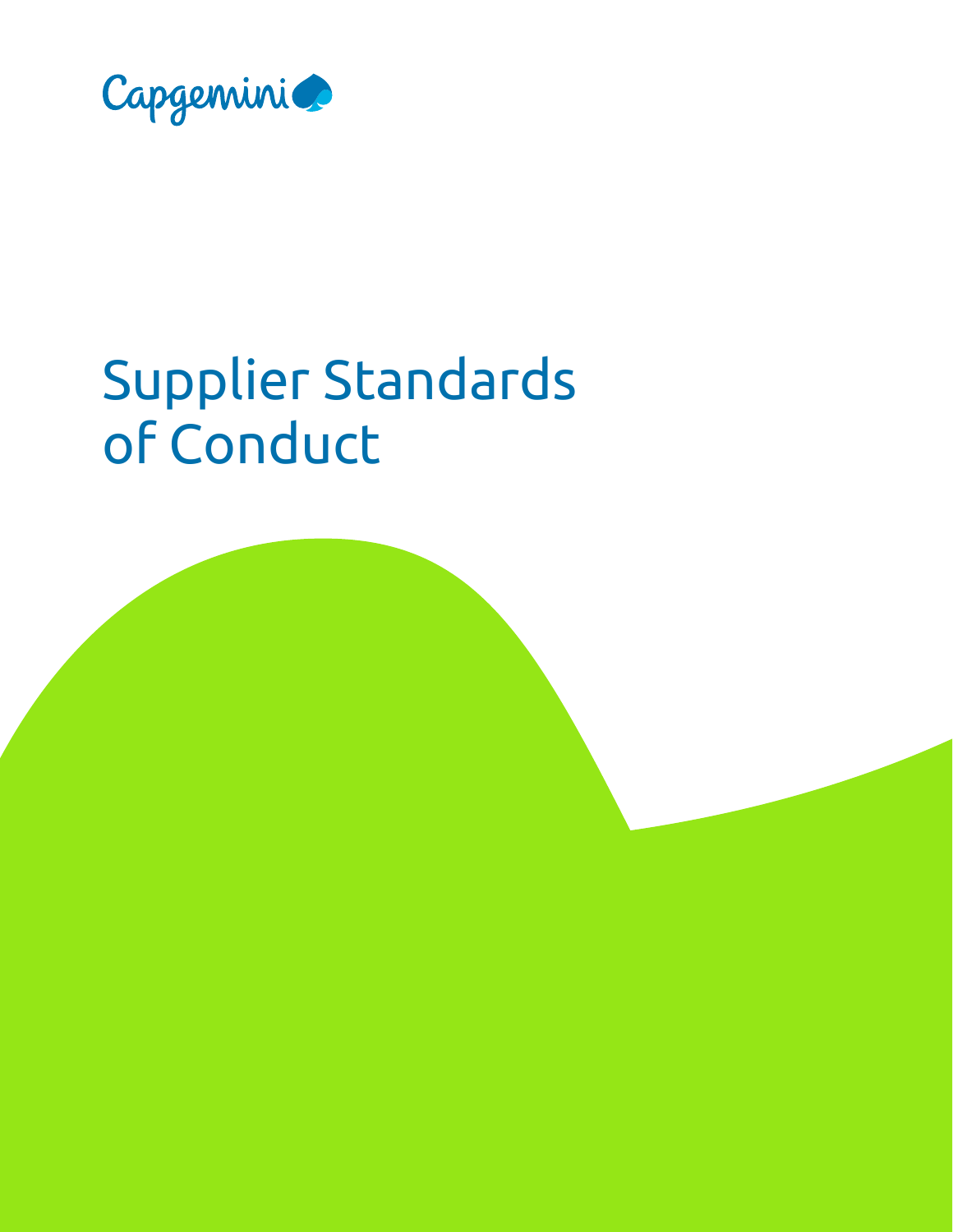Capgemini

# Supplier Standards of Conduct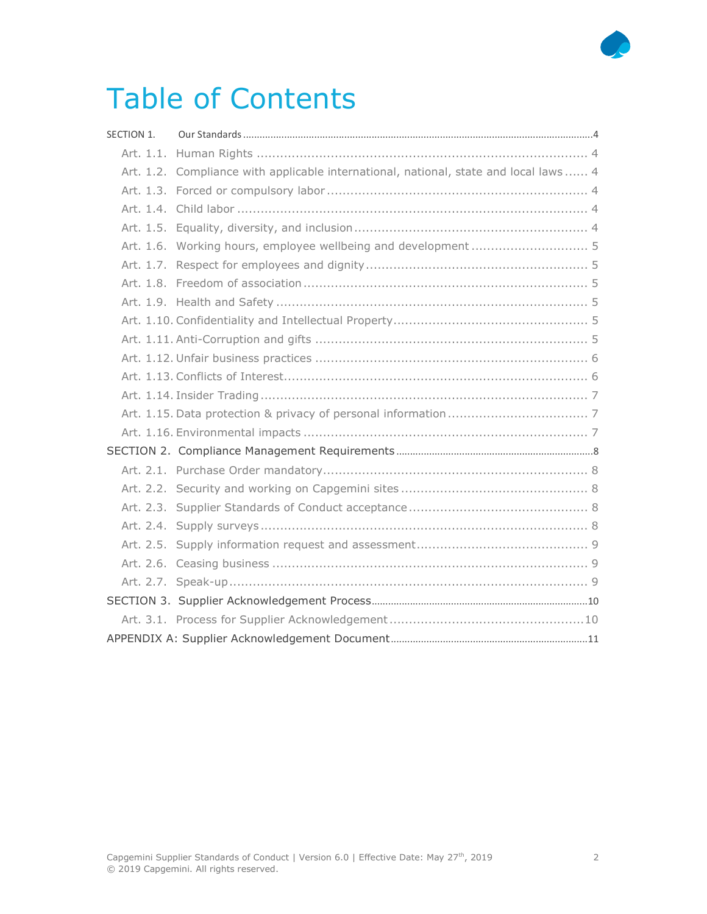# Table of Contents

SECTION 1. Our Standards ....................................................................................................4

- Art. 1.1. Human Rights ............................................................................ 4
- Art. 1.2. Compliance with applicable international, national, state and local laws ...... 4
- Art. 1.3. Forced or compulsory labor ..................................................... 4
- Art. 1.4. Child labor ............................................................................ 4
- Art. 1.5. Equality, diversity, and inclusion ............................................. 4
- Art. 1.6. Working hours, employee wellbeing and development .................... 5
- Art. 1.7. Respect for employees and dignity ............................................. 5
- Art. 1.8. Freedom of association ............................................................ 5
- Art. 1.9. Health and Safety ................................................................... 5
- Art. 1.10. Confidentiality and Intellectual Property ...................................... 5
- Art. 1.11. Anti-Corruption and gifts ........................................................ 5
- Art. 1.12. Unfair business practices ........................................................ 6
- Art. 1.13. Conflicts of Interest ................................................................ 6
- Art. 1.14. Insider Trading ...................................................................... 7
- Art. 1.15. Data protection & privacy of personal information ......................... 7
- Art. 1.16. Environmental impacts ........................................................... 7

SECTION 2. Compliance Management Requirements .............................................................8

- Art. 2.1. Purchase Order mandatory ........................................................ 8
- Art. 2.2. Security and working on Capgemini sites ...................................... 8
- Art. 2.3. Supplier Standards of Conduct acceptance .................................... 8
- Art. 2.4. Supply surveys ....................................................................... 8
- Art. 2.5. Supply information request and assessment ................................. 9
- Art. 2.6. Ceasing business .................................................................... 9
- Art. 2.7. Speak-up ............................................................................... 9

SECTION 3. Supplier Acknowledgement Process .................................................................10

- Art. 3.1. Process for Supplier Acknowledgement ........................................ 10

APPENDIX A: Supplier Acknowledgement Document ............................................................11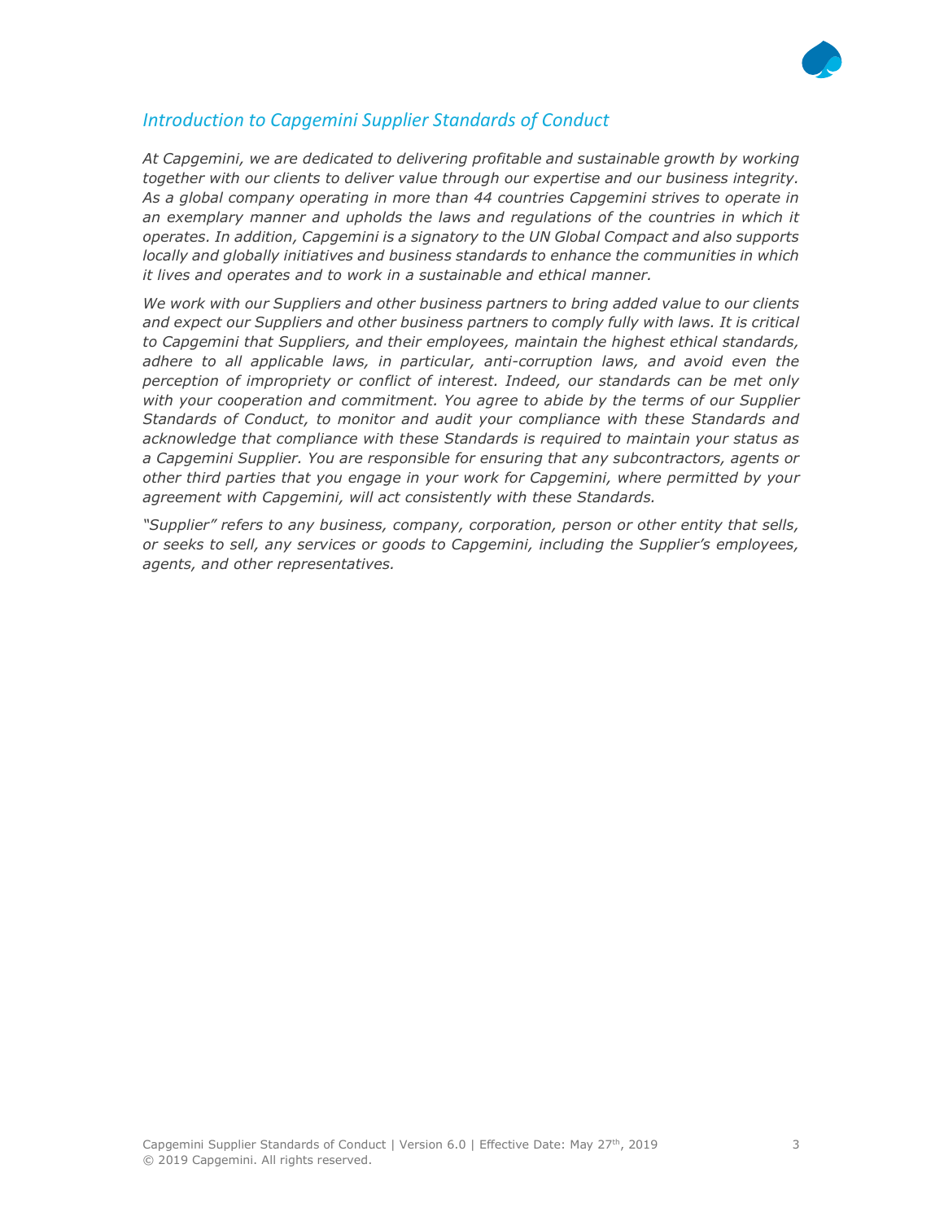## *Introduction to Capgemini Supplier Standards of Conduct*

*At Capgemini, we are dedicated to delivering profitable and sustainable growth by working together with our clients to deliver value through our expertise and our business integrity. As a global company operating in more than 44 countries Capgemini strives to operate in an exemplary manner and upholds the laws and regulations of the countries in which it operates. In addition, Capgemini is a signatory to the UN Global Compact and also supports locally and globally initiatives and business standards to enhance the communities in which it lives and operates and to work in a sustainable and ethical manner.*

*We work with our Suppliers and other business partners to bring added value to our clients and expect our Suppliers and other business partners to comply fully with laws. It is critical to Capgemini that Suppliers, and their employees, maintain the highest ethical standards, adhere to all applicable laws, in particular, anti-corruption laws, and avoid even the perception of impropriety or conflict of interest. Indeed, our standards can be met only with your cooperation and commitment. You agree to abide by the terms of our Supplier Standards of Conduct, to monitor and audit your compliance with these Standards and acknowledge that compliance with these Standards is required to maintain your status as a Capgemini Supplier. You are responsible for ensuring that any subcontractors, agents or other third parties that you engage in your work for Capgemini, where permitted by your agreement with Capgemini, will act consistently with these Standards.*

*"Supplier" refers to any business, company, corporation, person or other entity that sells, or seeks to sell, any services or goods to Capgemini, including the Supplier's employees, agents, and other representatives.*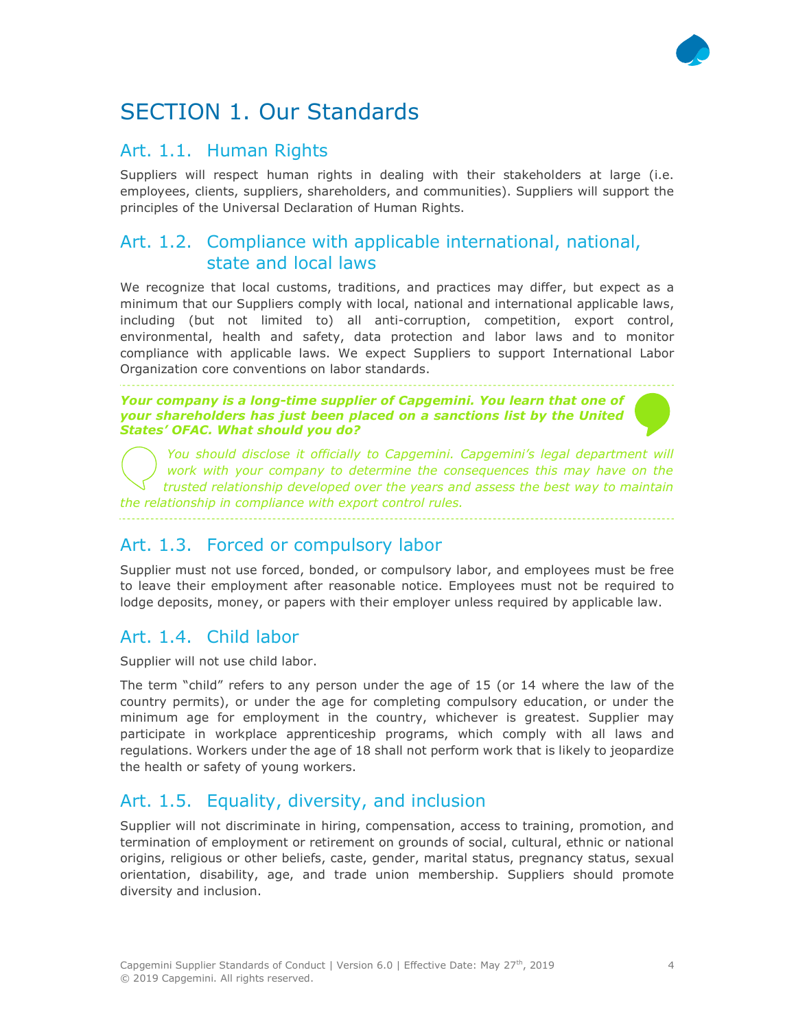# SECTION 1. Our Standards

## Art. 1.1. Human Rights

Suppliers will respect human rights in dealing with their stakeholders at large (i.e. employees, clients, suppliers, shareholders, and communities). Suppliers will support the principles of the Universal Declaration of Human Rights.

## Art. 1.2. Compliance with applicable international, national, state and local laws

We recognize that local customs, traditions, and practices may differ, but expect as a minimum that our Suppliers comply with local, national and international applicable laws, including (but not limited to) all anti-corruption, competition, export control, environmental, health and safety, data protection and labor laws and to monitor compliance with applicable laws. We expect Suppliers to support International Labor Organization core conventions on labor standards.

***Your company is a long-time supplier of Capgemini. You learn that one of your shareholders has just been placed on a sanctions list by the United States' OFAC. What should you do?***

*You should disclose it officially to Capgemini. Capgemini's legal department will work with your company to determine the consequences this may have on the trusted relationship developed over the years and assess the best way to maintain the relationship in compliance with export control rules.*

## Art. 1.3. Forced or compulsory labor

Supplier must not use forced, bonded, or compulsory labor, and employees must be free to leave their employment after reasonable notice. Employees must not be required to lodge deposits, money, or papers with their employer unless required by applicable law.

## Art. 1.4. Child labor

Supplier will not use child labor.

The term "child" refers to any person under the age of 15 (or 14 where the law of the country permits), or under the age for completing compulsory education, or under the minimum age for employment in the country, whichever is greatest. Supplier may participate in workplace apprenticeship programs, which comply with all laws and regulations. Workers under the age of 18 shall not perform work that is likely to jeopardize the health or safety of young workers.

## Art. 1.5. Equality, diversity, and inclusion

Supplier will not discriminate in hiring, compensation, access to training, promotion, and termination of employment or retirement on grounds of social, cultural, ethnic or national origins, religious or other beliefs, caste, gender, marital status, pregnancy status, sexual orientation, disability, age, and trade union membership. Suppliers should promote diversity and inclusion.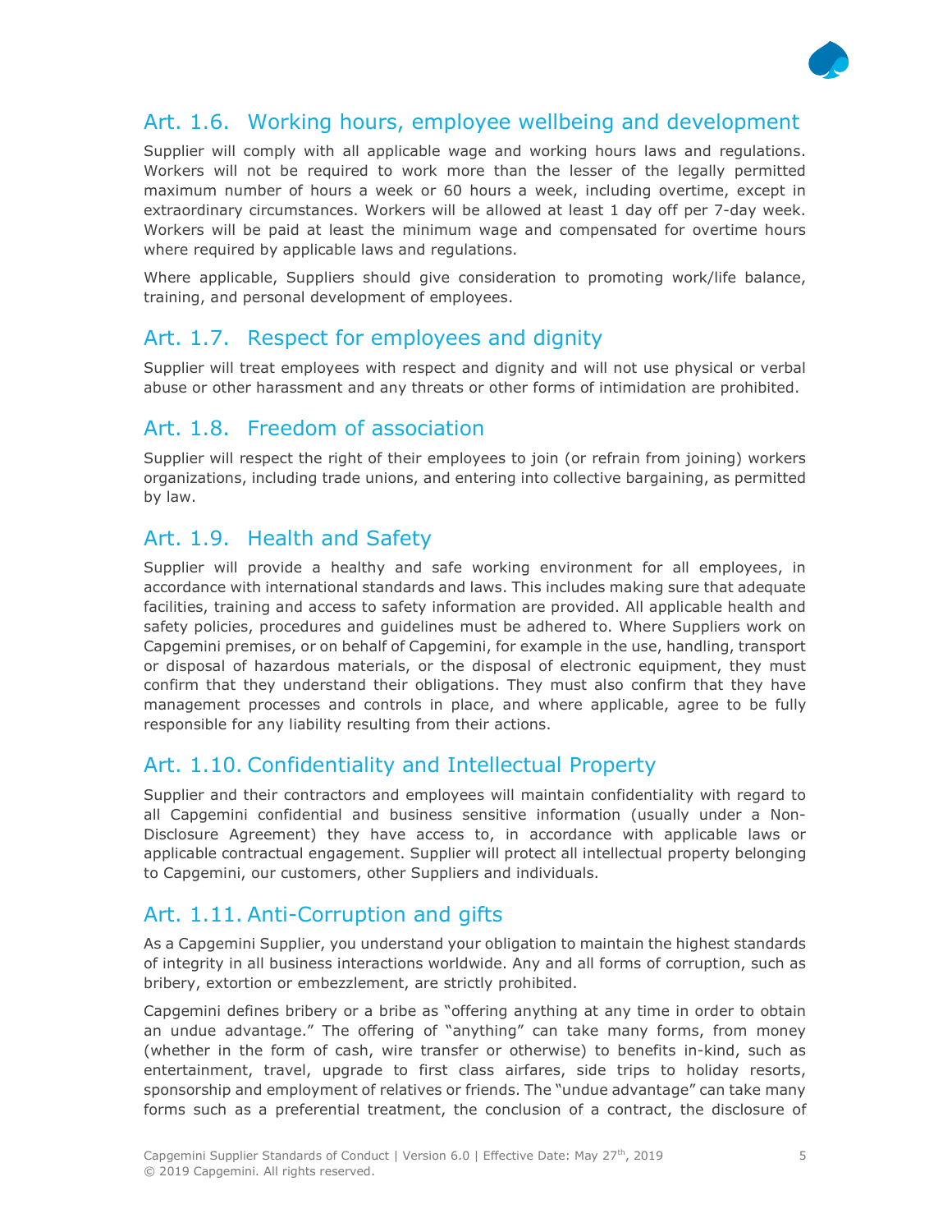## Art. 1.6. Working hours, employee wellbeing and development

Supplier will comply with all applicable wage and working hours laws and regulations. Workers will not be required to work more than the lesser of the legally permitted maximum number of hours a week or 60 hours a week, including overtime, except in extraordinary circumstances. Workers will be allowed at least 1 day off per 7-day week. Workers will be paid at least the minimum wage and compensated for overtime hours where required by applicable laws and regulations.

Where applicable, Suppliers should give consideration to promoting work/life balance, training, and personal development of employees.

## Art. 1.7. Respect for employees and dignity

Supplier will treat employees with respect and dignity and will not use physical or verbal abuse or other harassment and any threats or other forms of intimidation are prohibited.

## Art. 1.8. Freedom of association

Supplier will respect the right of their employees to join (or refrain from joining) workers organizations, including trade unions, and entering into collective bargaining, as permitted by law.

## Art. 1.9. Health and Safety

Supplier will provide a healthy and safe working environment for all employees, in accordance with international standards and laws. This includes making sure that adequate facilities, training and access to safety information are provided. All applicable health and safety policies, procedures and guidelines must be adhered to. Where Suppliers work on Capgemini premises, or on behalf of Capgemini, for example in the use, handling, transport or disposal of hazardous materials, or the disposal of electronic equipment, they must confirm that they understand their obligations. They must also confirm that they have management processes and controls in place, and where applicable, agree to be fully responsible for any liability resulting from their actions.

## Art. 1.10. Confidentiality and Intellectual Property

Supplier and their contractors and employees will maintain confidentiality with regard to all Capgemini confidential and business sensitive information (usually under a Non-Disclosure Agreement) they have access to, in accordance with applicable laws or applicable contractual engagement. Supplier will protect all intellectual property belonging to Capgemini, our customers, other Suppliers and individuals.

## Art. 1.11. Anti-Corruption and gifts

As a Capgemini Supplier, you understand your obligation to maintain the highest standards of integrity in all business interactions worldwide. Any and all forms of corruption, such as bribery, extortion or embezzlement, are strictly prohibited.

Capgemini defines bribery or a bribe as "offering anything at any time in order to obtain an undue advantage." The offering of "anything" can take many forms, from money (whether in the form of cash, wire transfer or otherwise) to benefits in-kind, such as entertainment, travel, upgrade to first class airfares, side trips to holiday resorts, sponsorship and employment of relatives or friends. The "undue advantage" can take many forms such as a preferential treatment, the conclusion of a contract, the disclosure of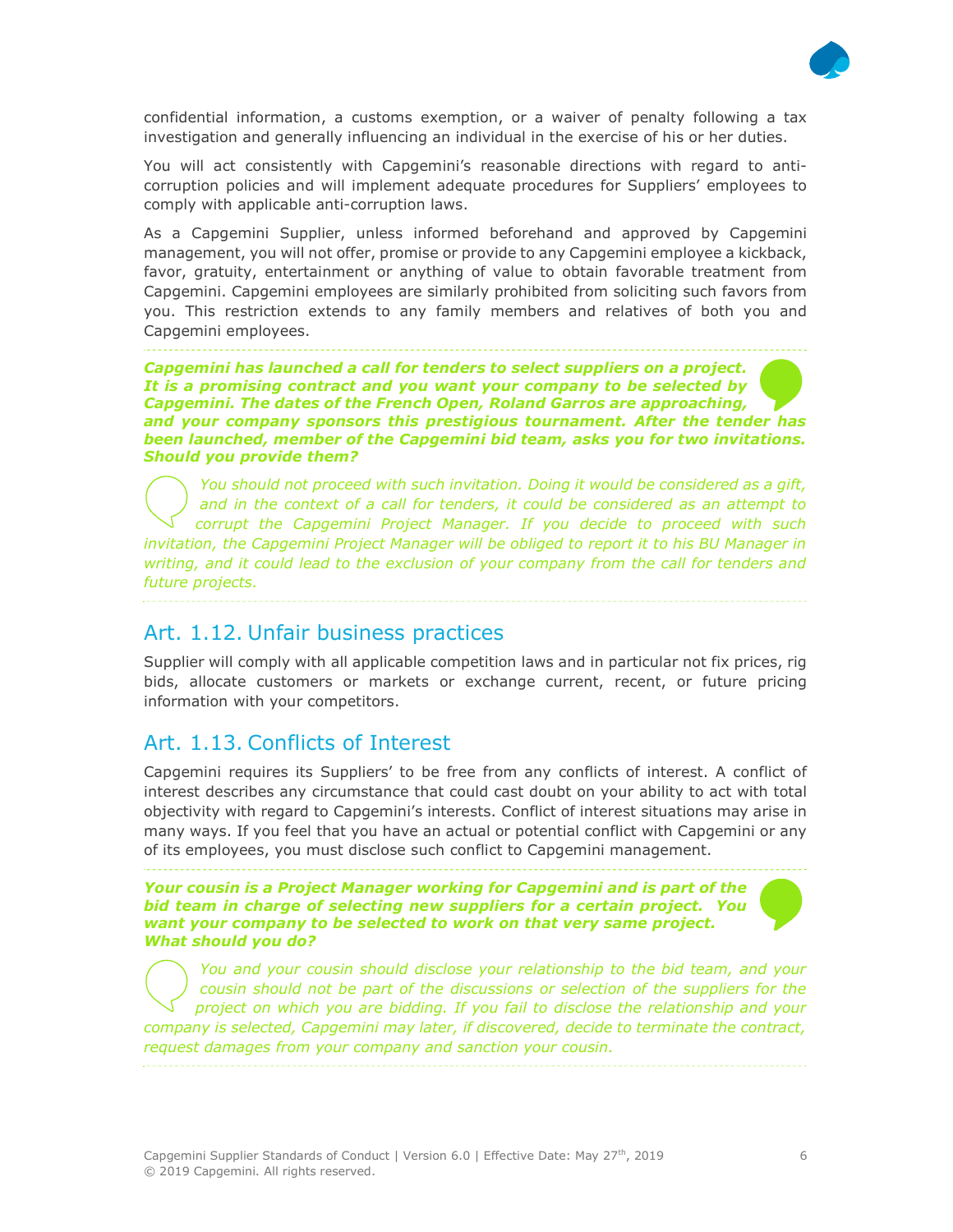confidential information, a customs exemption, or a waiver of penalty following a tax investigation and generally influencing an individual in the exercise of his or her duties.

You will act consistently with Capgemini's reasonable directions with regard to anti-corruption policies and will implement adequate procedures for Suppliers' employees to comply with applicable anti-corruption laws.

As a Capgemini Supplier, unless informed beforehand and approved by Capgemini management, you will not offer, promise or provide to any Capgemini employee a kickback, favor, gratuity, entertainment or anything of value to obtain favorable treatment from Capgemini. Capgemini employees are similarly prohibited from soliciting such favors from you. This restriction extends to any family members and relatives of both you and Capgemini employees.

***Capgemini has launched a call for tenders to select suppliers on a project. It is a promising contract and you want your company to be selected by Capgemini. The dates of the French Open, Roland Garros are approaching, and your company sponsors this prestigious tournament. After the tender has been launched, member of the Capgemini bid team, asks you for two invitations. Should you provide them?***

*You should not proceed with such invitation. Doing it would be considered as a gift, and in the context of a call for tenders, it could be considered as an attempt to corrupt the Capgemini Project Manager. If you decide to proceed with such invitation, the Capgemini Project Manager will be obliged to report it to his BU Manager in writing, and it could lead to the exclusion of your company from the call for tenders and future projects.*

## Art. 1.12. Unfair business practices

Supplier will comply with all applicable competition laws and in particular not fix prices, rig bids, allocate customers or markets or exchange current, recent, or future pricing information with your competitors.

## Art. 1.13. Conflicts of Interest

Capgemini requires its Suppliers' to be free from any conflicts of interest. A conflict of interest describes any circumstance that could cast doubt on your ability to act with total objectivity with regard to Capgemini's interests. Conflict of interest situations may arise in many ways. If you feel that you have an actual or potential conflict with Capgemini or any of its employees, you must disclose such conflict to Capgemini management.

***Your cousin is a Project Manager working for Capgemini and is part of the bid team in charge of selecting new suppliers for a certain project. You want your company to be selected to work on that very same project. What should you do?***

*You and your cousin should disclose your relationship to the bid team, and your cousin should not be part of the discussions or selection of the suppliers for the project on which you are bidding. If you fail to disclose the relationship and your company is selected, Capgemini may later, if discovered, decide to terminate the contract, request damages from your company and sanction your cousin.*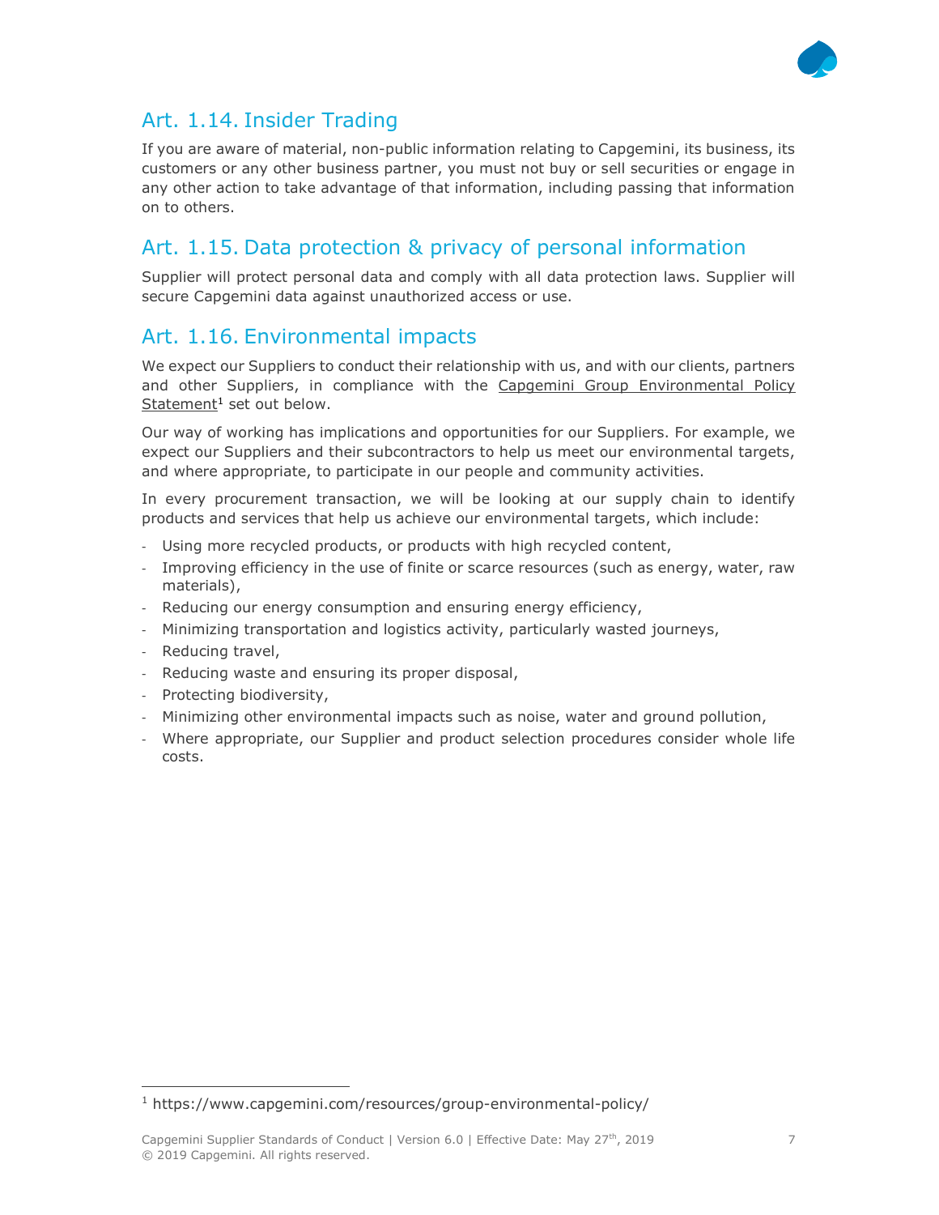## Art. 1.14. Insider Trading

If you are aware of material, non-public information relating to Capgemini, its business, its customers or any other business partner, you must not buy or sell securities or engage in any other action to take advantage of that information, including passing that information on to others.

## Art. 1.15. Data protection & privacy of personal information

Supplier will protect personal data and comply with all data protection laws. Supplier will secure Capgemini data against unauthorized access or use.

## Art. 1.16. Environmental impacts

We expect our Suppliers to conduct their relationship with us, and with our clients, partners and other Suppliers, in compliance with the Capgemini Group Environmental Policy Statement[1] set out below.

Our way of working has implications and opportunities for our Suppliers. For example, we expect our Suppliers and their subcontractors to help us meet our environmental targets, and where appropriate, to participate in our people and community activities.

In every procurement transaction, we will be looking at our supply chain to identify products and services that help us achieve our environmental targets, which include:

- Using more recycled products, or products with high recycled content,
- Improving efficiency in the use of finite or scarce resources (such as energy, water, raw materials),
- Reducing our energy consumption and ensuring energy efficiency,
- Minimizing transportation and logistics activity, particularly wasted journeys,
- Reducing travel,
- Reducing waste and ensuring its proper disposal,
- Protecting biodiversity,
- Minimizing other environmental impacts such as noise, water and ground pollution,
- Where appropriate, our Supplier and product selection procedures consider whole life costs.

[1] https://www.capgemini.com/resources/group-environmental-policy/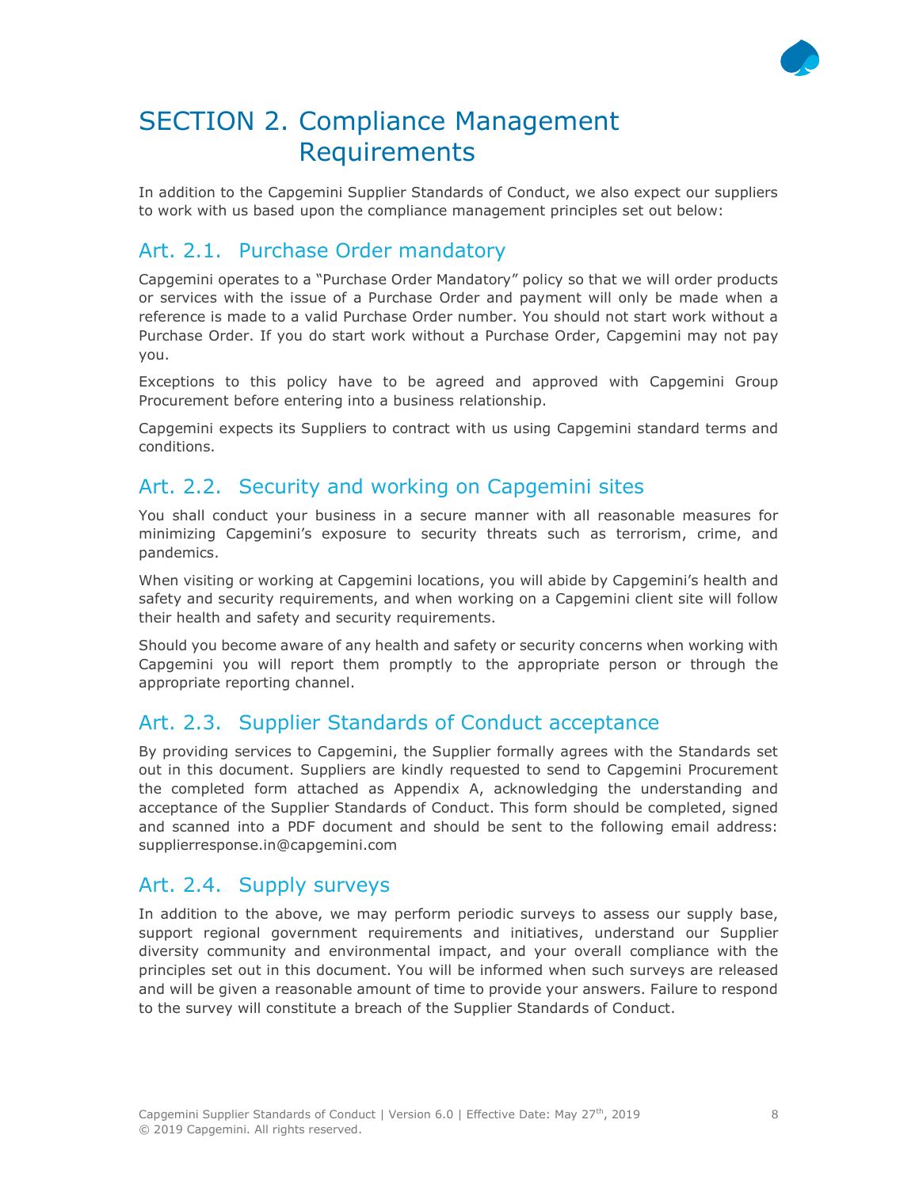# SECTION 2. Compliance Management Requirements

In addition to the Capgemini Supplier Standards of Conduct, we also expect our suppliers to work with us based upon the compliance management principles set out below:

## Art. 2.1. Purchase Order mandatory

Capgemini operates to a "Purchase Order Mandatory" policy so that we will order products or services with the issue of a Purchase Order and payment will only be made when a reference is made to a valid Purchase Order number. You should not start work without a Purchase Order. If you do start work without a Purchase Order, Capgemini may not pay you.

Exceptions to this policy have to be agreed and approved with Capgemini Group Procurement before entering into a business relationship.

Capgemini expects its Suppliers to contract with us using Capgemini standard terms and conditions.

## Art. 2.2. Security and working on Capgemini sites

You shall conduct your business in a secure manner with all reasonable measures for minimizing Capgemini's exposure to security threats such as terrorism, crime, and pandemics.

When visiting or working at Capgemini locations, you will abide by Capgemini's health and safety and security requirements, and when working on a Capgemini client site will follow their health and safety and security requirements.

Should you become aware of any health and safety or security concerns when working with Capgemini you will report them promptly to the appropriate person or through the appropriate reporting channel.

## Art. 2.3. Supplier Standards of Conduct acceptance

By providing services to Capgemini, the Supplier formally agrees with the Standards set out in this document. Suppliers are kindly requested to send to Capgemini Procurement the completed form attached as Appendix A, acknowledging the understanding and acceptance of the Supplier Standards of Conduct. This form should be completed, signed and scanned into a PDF document and should be sent to the following email address: supplierresponse.in@capgemini.com

## Art. 2.4. Supply surveys

In addition to the above, we may perform periodic surveys to assess our supply base, support regional government requirements and initiatives, understand our Supplier diversity community and environmental impact, and your overall compliance with the principles set out in this document. You will be informed when such surveys are released and will be given a reasonable amount of time to provide your answers. Failure to respond to the survey will constitute a breach of the Supplier Standards of Conduct.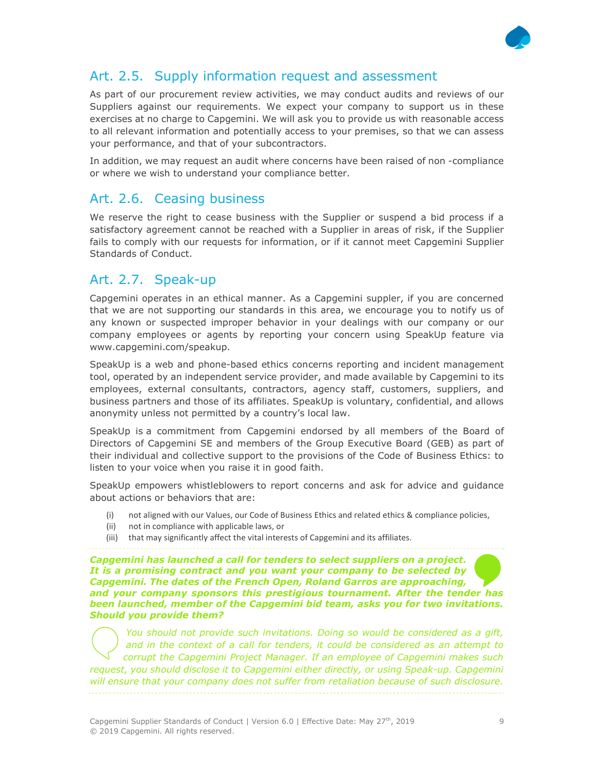## Art. 2.5. Supply information request and assessment

As part of our procurement review activities, we may conduct audits and reviews of our Suppliers against our requirements. We expect your company to support us in these exercises at no charge to Capgemini. We will ask you to provide us with reasonable access to all relevant information and potentially access to your premises, so that we can assess your performance, and that of your subcontractors.

In addition, we may request an audit where concerns have been raised of non -compliance or where we wish to understand your compliance better.

## Art. 2.6. Ceasing business

We reserve the right to cease business with the Supplier or suspend a bid process if a satisfactory agreement cannot be reached with a Supplier in areas of risk, if the Supplier fails to comply with our requests for information, or if it cannot meet Capgemini Supplier Standards of Conduct.

## Art. 2.7. Speak-up

Capgemini operates in an ethical manner. As a Capgemini suppler, if you are concerned that we are not supporting our standards in this area, we encourage you to notify us of any known or suspected improper behavior in your dealings with our company or our company employees or agents by reporting your concern using SpeakUp feature via www.capgemini.com/speakup.

SpeakUp is a web and phone-based ethics concerns reporting and incident management tool, operated by an independent service provider, and made available by Capgemini to its employees, external consultants, contractors, agency staff, customers, suppliers, and business partners and those of its affiliates. SpeakUp is voluntary, confidential, and allows anonymity unless not permitted by a country's local law.

SpeakUp is a commitment from Capgemini endorsed by all members of the Board of Directors of Capgemini SE and members of the Group Executive Board (GEB) as part of their individual and collective support to the provisions of the Code of Business Ethics: to listen to your voice when you raise it in good faith.

SpeakUp empowers whistleblowers to report concerns and ask for advice and guidance about actions or behaviors that are:

(i) not aligned with our Values, our Code of Business Ethics and related ethics & compliance policies,
(ii) not in compliance with applicable laws, or
(iii) that may significantly affect the vital interests of Capgemini and its affiliates.

***Capgemini has launched a call for tenders to select suppliers on a project. It is a promising contract and you want your company to be selected by Capgemini. The dates of the French Open, Roland Garros are approaching, and your company sponsors this prestigious tournament. After the tender has been launched, member of the Capgemini bid team, asks you for two invitations. Should you provide them?***

*You should not provide such invitations. Doing so would be considered as a gift, and in the context of a call for tenders, it could be considered as an attempt to corrupt the Capgemini Project Manager. If an employee of Capgemini makes such request, you should disclose it to Capgemini either directly, or using Speak-up. Capgemini will ensure that your company does not suffer from retaliation because of such disclosure.*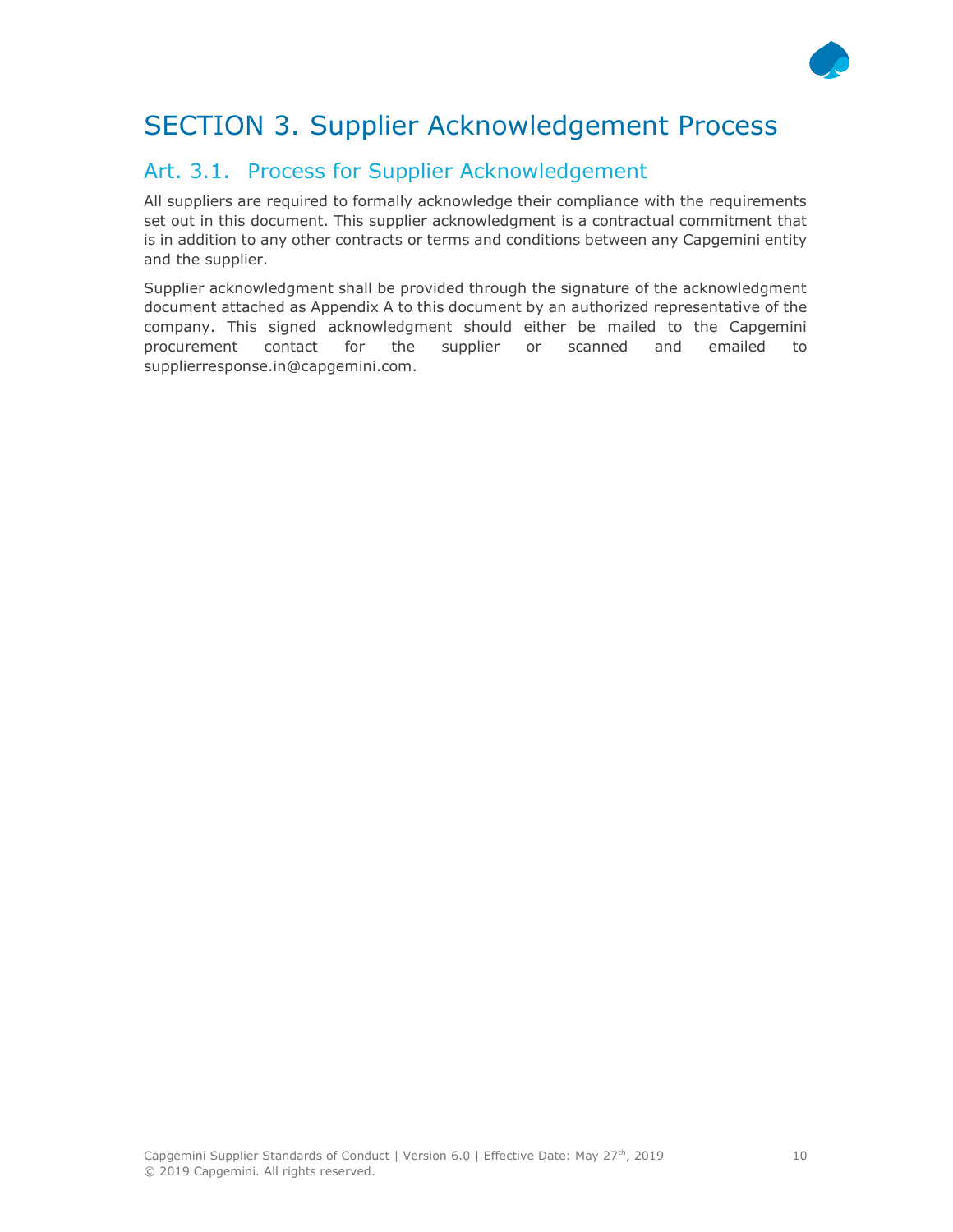# SECTION 3. Supplier Acknowledgement Process

## Art. 3.1. Process for Supplier Acknowledgement

All suppliers are required to formally acknowledge their compliance with the requirements set out in this document. This supplier acknowledgment is a contractual commitment that is in addition to any other contracts or terms and conditions between any Capgemini entity and the supplier.

Supplier acknowledgment shall be provided through the signature of the acknowledgment document attached as Appendix A to this document by an authorized representative of the company. This signed acknowledgment should either be mailed to the Capgemini procurement contact for the supplier or scanned and emailed to supplierresponse.in@capgemini.com.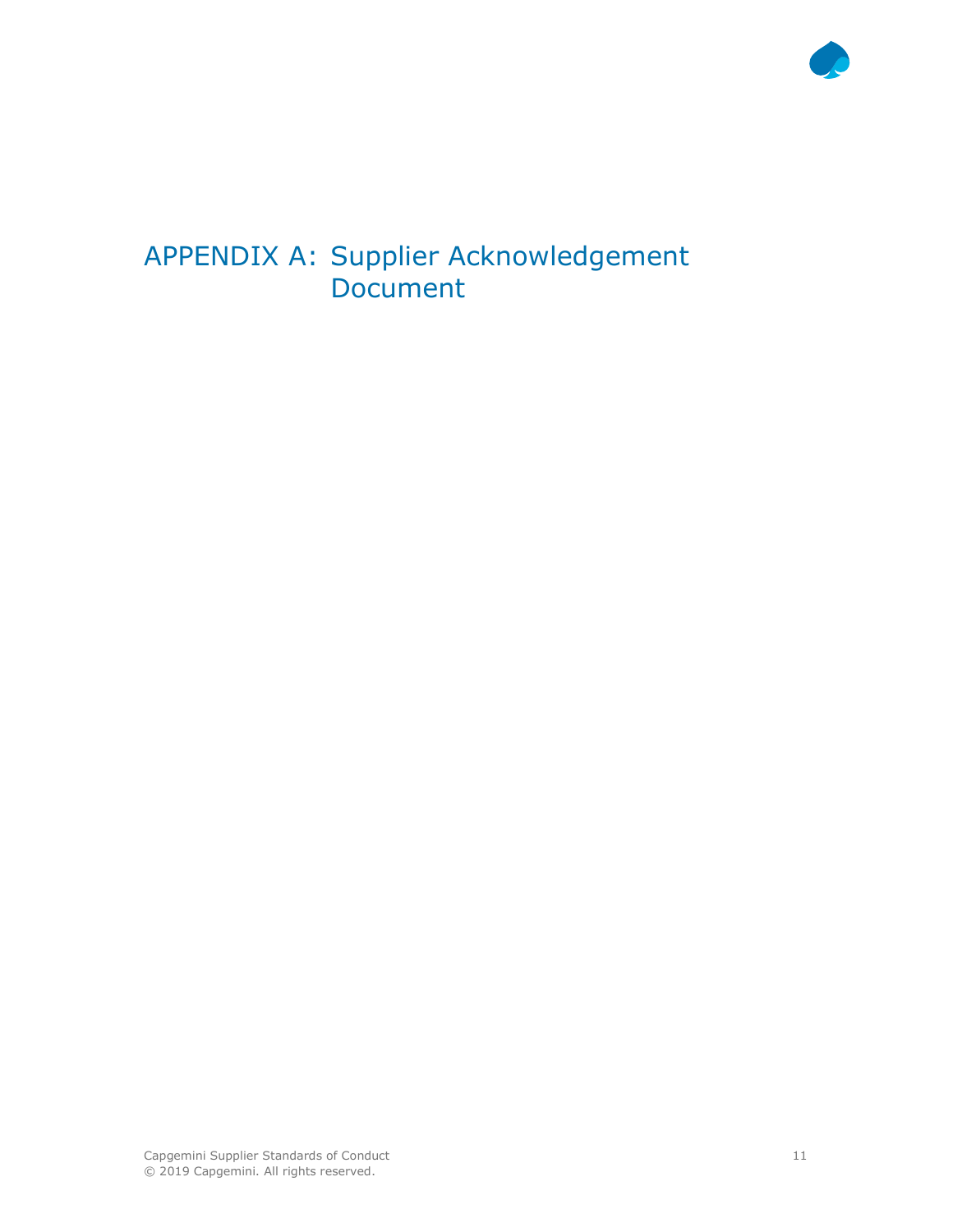# APPENDIX A: Supplier Acknowledgement Document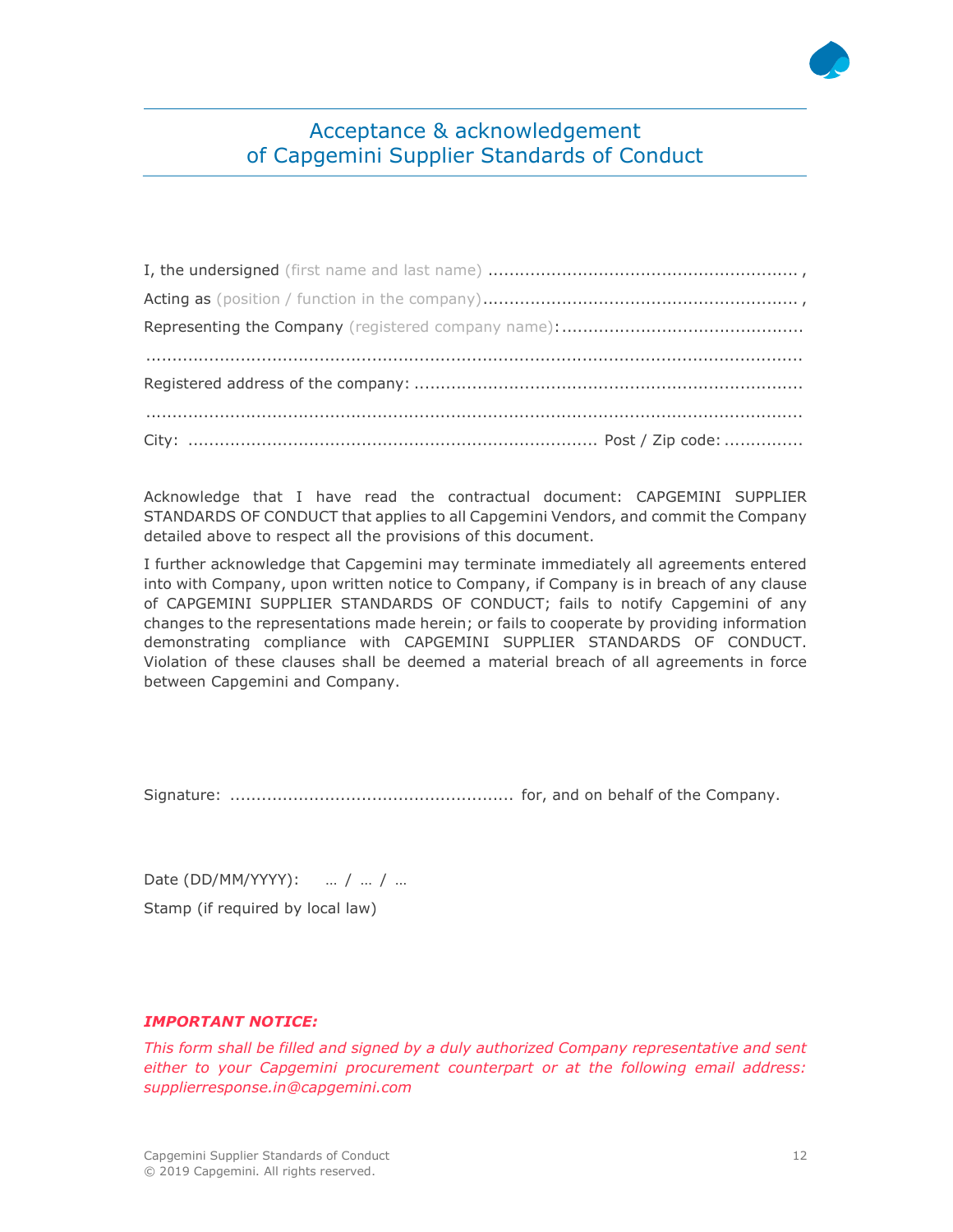# Acceptance & acknowledgement of Capgemini Supplier Standards of Conduct

I, the undersigned (first name and last name) .......................................................... ,

Acting as (position / function in the company)........................................................... ,

Representing the Company (registered company name): .............................................

.......................................................................................................................

Registered address of the company: .........................................................................

.......................................................................................................................

City: ............................................................................ Post / Zip code: ...............

Acknowledge that I have read the contractual document: CAPGEMINI SUPPLIER STANDARDS OF CONDUCT that applies to all Capgemini Vendors, and commit the Company detailed above to respect all the provisions of this document.

I further acknowledge that Capgemini may terminate immediately all agreements entered into with Company, upon written notice to Company, if Company is in breach of any clause of CAPGEMINI SUPPLIER STANDARDS OF CONDUCT; fails to notify Capgemini of any changes to the representations made herein; or fails to cooperate by providing information demonstrating compliance with CAPGEMINI SUPPLIER STANDARDS OF CONDUCT. Violation of these clauses shall be deemed a material breach of all agreements in force between Capgemini and Company.

Signature: ...................................................... for, and on behalf of the Company.

Date (DD/MM/YYYY): … / … / …

Stamp (if required by local law)

***IMPORTANT NOTICE:***

*This form shall be filled and signed by a duly authorized Company representative and sent either to your Capgemini procurement counterpart or at the following email address: supplierresponse.in@capgemini.com*